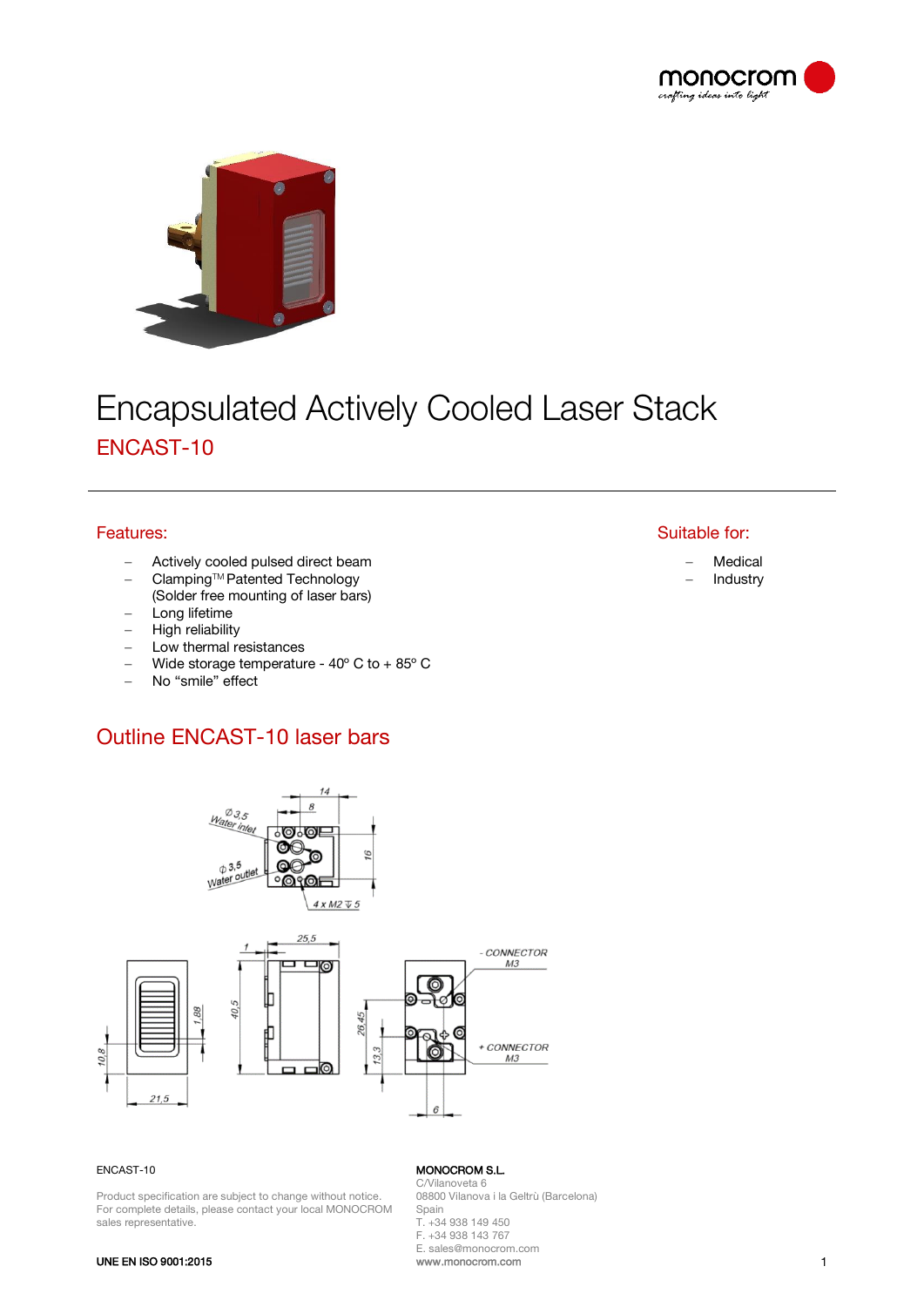# Encapsulated Actively Cooled Laser Stack

## ENCAST-10

### Features:

- Actively cooled pulsed direct beam
- Clamping™ Patented Technology (Solder free mounting of laser bars)
- Long lifetime
- High reliability
- Low thermal resistances
- Wide storage temperature - 40º C to + 85º C
- No “smile” effect

### Suitable for:

- Medical
- Industry

## Outline ENCAST-10 laser bars

ENCAST-10

Product specification are subject to change without notice. For complete details, please contact your local MONOCROM sales representative.

UNE EN ISO 9001:2015

**MONOCROM S.L.**
C/Vilanoveta 6
08800 Vilanova i la Geltrù (Barcelona)
Spain
T. +34 938 149 450
F. +34 938 143 767
E. sales@monocrom.com
www.monocrom.com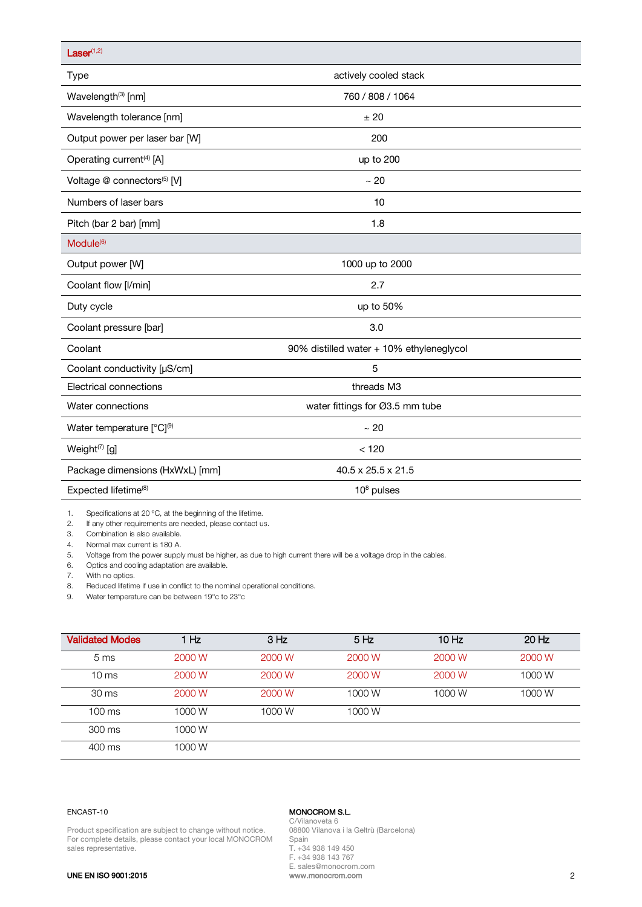| Laser[1,2] | |
|---|---|
| Type | actively cooled stack |
| Wavelength[3] [nm] | 760 / 808 / 1064 |
| Wavelength tolerance [nm] | ± 20 |
| Output power per laser bar [W] | 200 |
| Operating current[4] [A] | up to 200 |
| Voltage @ connectors[5] [V] | ~ 20 |
| Numbers of laser bars | 10 |
| Pitch (bar 2 bar) [mm] | 1.8 |
| **Module[6]** | |
| Output power [W] | 1000 up to 2000 |
| Coolant flow [l/min] | 2.7 |
| Duty cycle | up to 50% |
| Coolant pressure [bar] | 3.0 |
| Coolant | 90% distilled water + 10% ethyleneglycol |
| Coolant conductivity [µS/cm] | 5 |
| Electrical connections | threads M3 |
| Water connections | water fittings for Ø3.5 mm tube |
| Water temperature [°C][9] | ~ 20 |
| Weight[7] [g] | < 120 |
| Package dimensions (HxWxL) [mm] | 40.5 x 25.5 x 21.5 |
| Expected lifetime[8] | $10^8$ pulses |

1. Specifications at 20 °C, at the beginning of the lifetime.
2. If any other requirements are needed, please contact us.
3. Combination is also available.
4. Normal max current is 180 A.
5. Voltage from the power supply must be higher, as due to high current there will be a voltage drop in the cables.
6. Optics and cooling adaptation are available.
7. With no optics.
8. Reduced lifetime if use in conflict to the nominal operational conditions.
9. Water temperature can be between 19°c to 23°c

| Validated Modes | 1 Hz | 3 Hz | 5 Hz | 10 Hz | 20 Hz |
|---|---|---|---|---|---|
| 5 ms | 2000 W | 2000 W | 2000 W | 2000 W | 2000 W |
| 10 ms | 2000 W | 2000 W | 2000 W | 2000 W | 1000 W |
| 30 ms | 2000 W | 2000 W | 1000 W | 1000 W | 1000 W |
| 100 ms | 1000 W | 1000 W | 1000 W | | |
| 300 ms | 1000 W | | | | |
| 400 ms | 1000 W | | | | |

ENCAST-10

Product specification are subject to change without notice. For complete details, please contact your local MONOCROM sales representative.

UNE EN ISO 9001:2015

**MONOCROM S.L.**
C/Vilanoveta 6
08800 Vilanova i la Geltrù (Barcelona)
Spain
T. +34 938 149 450
F. +34 938 143 767
E. sales@monocrom.com
www.monocrom.com